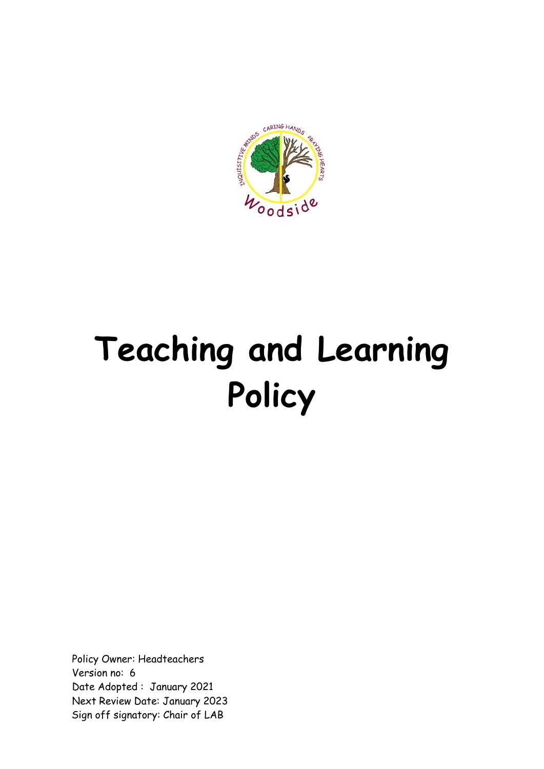# Teaching and Learning Policy

Policy Owner: Headteachers
Version no: 6
Date Adopted : January 2021
Next Review Date: January 2023
Sign off signatory: Chair of LAB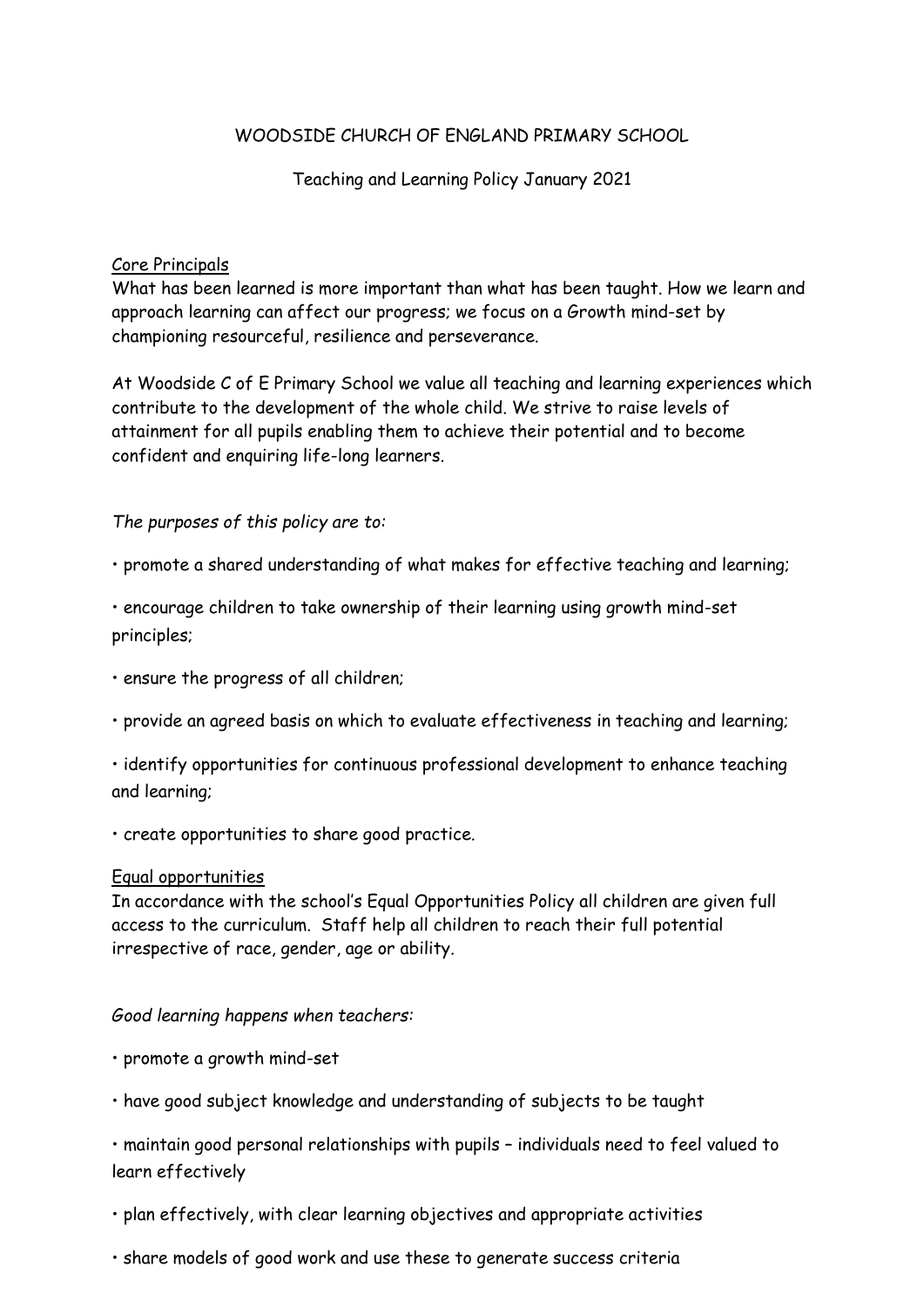WOODSIDE CHURCH OF ENGLAND PRIMARY SCHOOL

Teaching and Learning Policy January 2021

<u>Core Principals</u>

What has been learned is more important than what has been taught. How we learn and approach learning can affect our progress; we focus on a Growth mind-set by championing resourceful, resilience and perseverance.

At Woodside C of E Primary School we value all teaching and learning experiences which contribute to the development of the whole child. We strive to raise levels of attainment for all pupils enabling them to achieve their potential and to become confident and enquiring life-long learners.

*The purposes of this policy are to:*

- promote a shared understanding of what makes for effective teaching and learning;
- encourage children to take ownership of their learning using growth mind-set principles;
- ensure the progress of all children;
- provide an agreed basis on which to evaluate effectiveness in teaching and learning;
- identify opportunities for continuous professional development to enhance teaching and learning;
- create opportunities to share good practice.

<u>Equal opportunities</u>

In accordance with the school's Equal Opportunities Policy all children are given full access to the curriculum. Staff help all children to reach their full potential irrespective of race, gender, age or ability.

*Good learning happens when teachers:*

- promote a growth mind-set
- have good subject knowledge and understanding of subjects to be taught
- maintain good personal relationships with pupils – individuals need to feel valued to learn effectively
- plan effectively, with clear learning objectives and appropriate activities
- share models of good work and use these to generate success criteria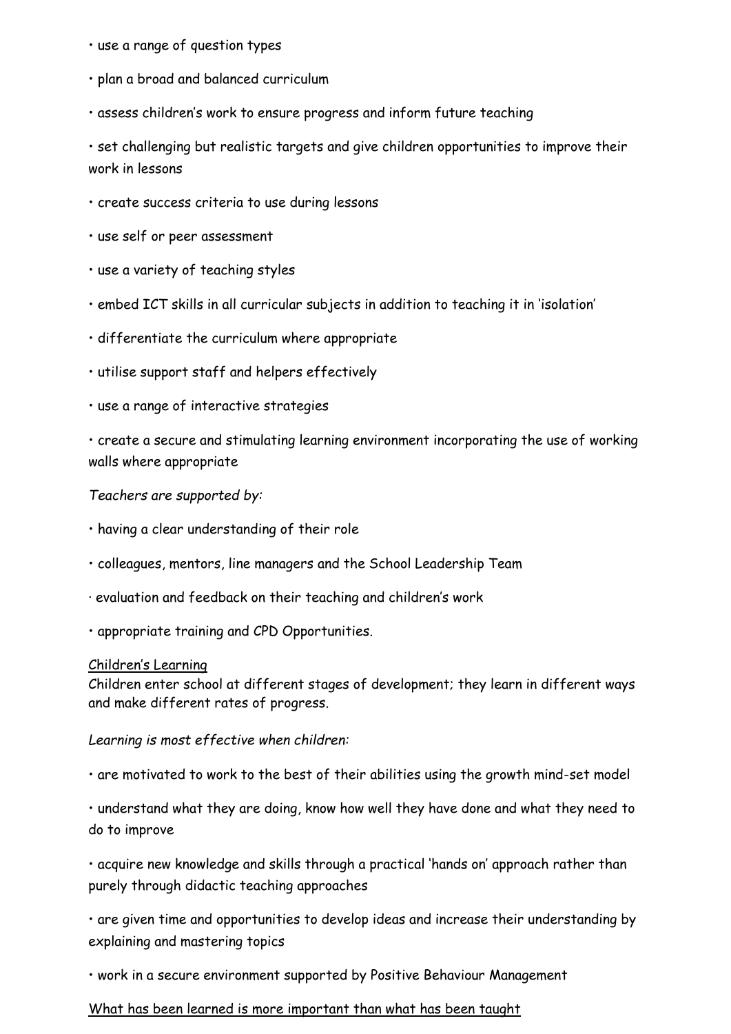- use a range of question types
- plan a broad and balanced curriculum
- assess children's work to ensure progress and inform future teaching
- set challenging but realistic targets and give children opportunities to improve their work in lessons
- create success criteria to use during lessons
- use self or peer assessment
- use a variety of teaching styles
- embed ICT skills in all curricular subjects in addition to teaching it in 'isolation'
- differentiate the curriculum where appropriate
- utilise support staff and helpers effectively
- use a range of interactive strategies
- create a secure and stimulating learning environment incorporating the use of working walls where appropriate

*Teachers are supported by:*

- having a clear understanding of their role
- colleagues, mentors, line managers and the School Leadership Team
- evaluation and feedback on their teaching and children's work
- appropriate training and CPD Opportunities.

<u>Children's Learning</u>
Children enter school at different stages of development; they learn in different ways and make different rates of progress.

*Learning is most effective when children:*

- are motivated to work to the best of their abilities using the growth mind-set model
- understand what they are doing, know how well they have done and what they need to do to improve
- acquire new knowledge and skills through a practical 'hands on' approach rather than purely through didactic teaching approaches
- are given time and opportunities to develop ideas and increase their understanding by explaining and mastering topics
- work in a secure environment supported by Positive Behaviour Management

<u>What has been learned is more important than what has been taught</u>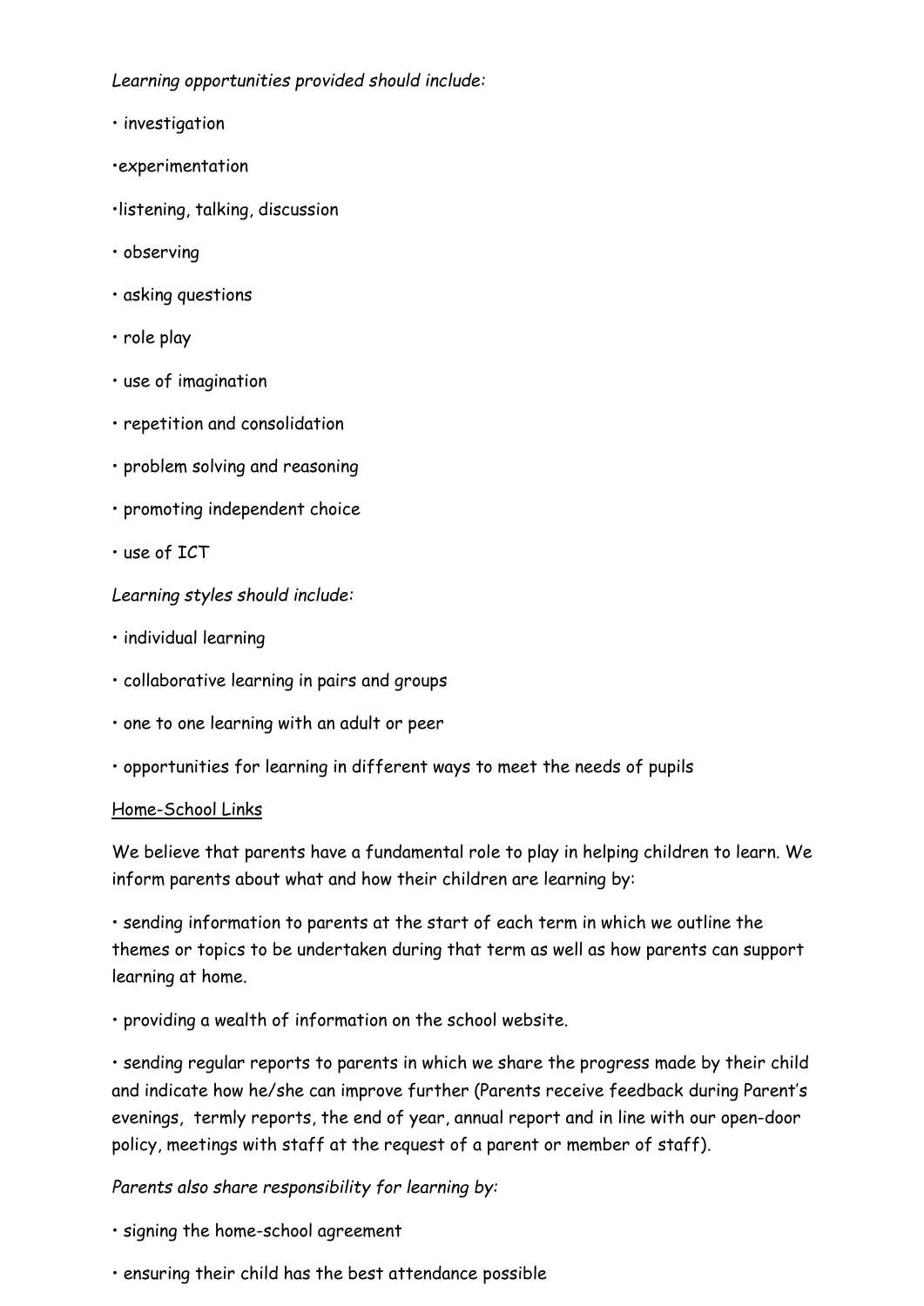*Learning opportunities provided should include:*

- investigation
- experimentation
- listening, talking, discussion
- observing
- asking questions
- role play
- use of imagination
- repetition and consolidation
- problem solving and reasoning
- promoting independent choice
- use of ICT

*Learning styles should include:*

- individual learning
- collaborative learning in pairs and groups
- one to one learning with an adult or peer
- opportunities for learning in different ways to meet the needs of pupils

<u>Home-School Links</u>

We believe that parents have a fundamental role to play in helping children to learn. We inform parents about what and how their children are learning by:

- sending information to parents at the start of each term in which we outline the themes or topics to be undertaken during that term as well as how parents can support learning at home.
- providing a wealth of information on the school website.
- sending regular reports to parents in which we share the progress made by their child and indicate how he/she can improve further (Parents receive feedback during Parent's evenings, termly reports, the end of year, annual report and in line with our open-door policy, meetings with staff at the request of a parent or member of staff).

*Parents also share responsibility for learning by:*

- signing the home-school agreement
- ensuring their child has the best attendance possible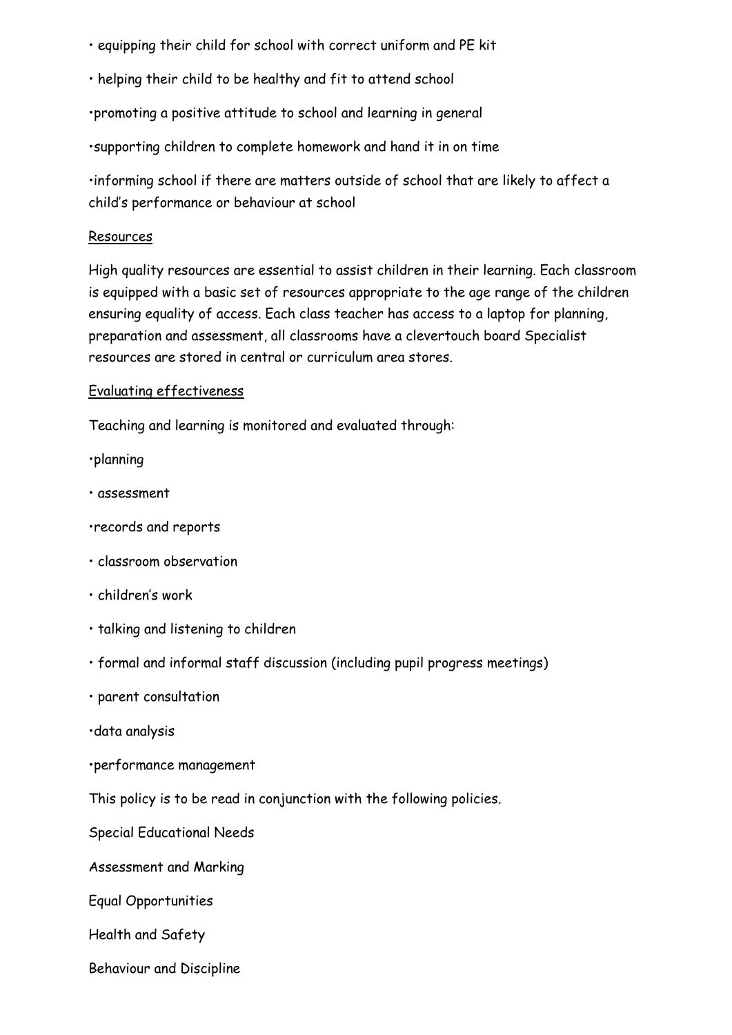- equipping their child for school with correct uniform and PE kit
- helping their child to be healthy and fit to attend school
- promoting a positive attitude to school and learning in general
- supporting children to complete homework and hand it in on time
- informing school if there are matters outside of school that are likely to affect a child's performance or behaviour at school

## Resources

High quality resources are essential to assist children in their learning. Each classroom is equipped with a basic set of resources appropriate to the age range of the children ensuring equality of access. Each class teacher has access to a laptop for planning, preparation and assessment, all classrooms have a clevertouch board Specialist resources are stored in central or curriculum area stores.

## Evaluating effectiveness

Teaching and learning is monitored and evaluated through:

- planning
- assessment
- records and reports
- classroom observation
- children's work
- talking and listening to children
- formal and informal staff discussion (including pupil progress meetings)
- parent consultation
- data analysis
- performance management

This policy is to be read in conjunction with the following policies.

Special Educational Needs

Assessment and Marking

Equal Opportunities

Health and Safety

Behaviour and Discipline